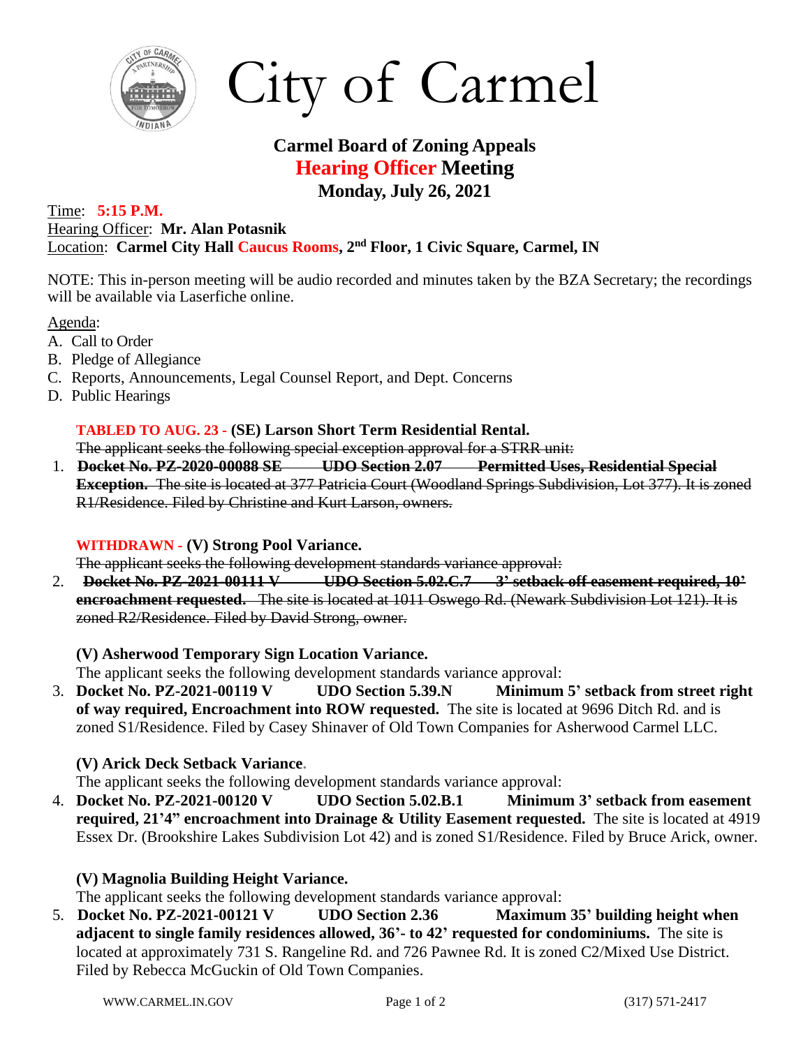# City of Carmel

## Carmel Board of Zoning Appeals
## Hearing Officer Meeting
## Monday, July 26, 2021

Time: **5:15 P.M.**
Hearing Officer: **Mr. Alan Potasnik**
Location: **Carmel City Hall Caucus Rooms, 2nd Floor, 1 Civic Square, Carmel, IN**

NOTE: This in-person meeting will be audio recorded and minutes taken by the BZA Secretary; the recordings will be available via Laserfiche online.

Agenda:

A. Call to Order
B. Pledge of Allegiance
C. Reports, Announcements, Legal Counsel Report, and Dept. Concerns
D. Public Hearings

1. **TABLED TO AUG. 23 - (SE) Larson Short Term Residential Rental.**
~~The applicant seeks the following special exception approval for a STRR unit:~~
~~**Docket No. PZ-2020-00088 SE UDO Section 2.07 Permitted Uses, Residential Special Exception.** The site is located at 377 Patricia Court (Woodland Springs Subdivision, Lot 377). It is zoned R1/Residence. Filed by Christine and Kurt Larson, owners.~~

2. **WITHDRAWN - (V) Strong Pool Variance.**
~~The applicant seeks the following development standards variance approval:~~
~~**Docket No. PZ-2021-00111 V UDO Section 5.02.C.7 3' setback off easement required, 10' encroachment requested.** The site is located at 1011 Oswego Rd. (Newark Subdivision Lot 121). It is zoned R2/Residence. Filed by David Strong, owner.~~

3. **(V) Asherwood Temporary Sign Location Variance.**
The applicant seeks the following development standards variance approval:
**Docket No. PZ-2021-00119 V UDO Section 5.39.N Minimum 5' setback from street right of way required, Encroachment into ROW requested.** The site is located at 9696 Ditch Rd. and is zoned S1/Residence. Filed by Casey Shinaver of Old Town Companies for Asherwood Carmel LLC.

4. **(V) Arick Deck Setback Variance.**
The applicant seeks the following development standards variance approval:
**Docket No. PZ-2021-00120 V UDO Section 5.02.B.1 Minimum 3' setback from easement required, 21'4" encroachment into Drainage & Utility Easement requested.** The site is located at 4919 Essex Dr. (Brookshire Lakes Subdivision Lot 42) and is zoned S1/Residence. Filed by Bruce Arick, owner.

5. **(V) Magnolia Building Height Variance.**
The applicant seeks the following development standards variance approval:
**Docket No. PZ-2021-00121 V UDO Section 2.36 Maximum 35' building height when adjacent to single family residences allowed, 36'- to 42' requested for condominiums.** The site is located at approximately 731 S. Rangeline Rd. and 726 Pawnee Rd. It is zoned C2/Mixed Use District. Filed by Rebecca McGuckin of Old Town Companies.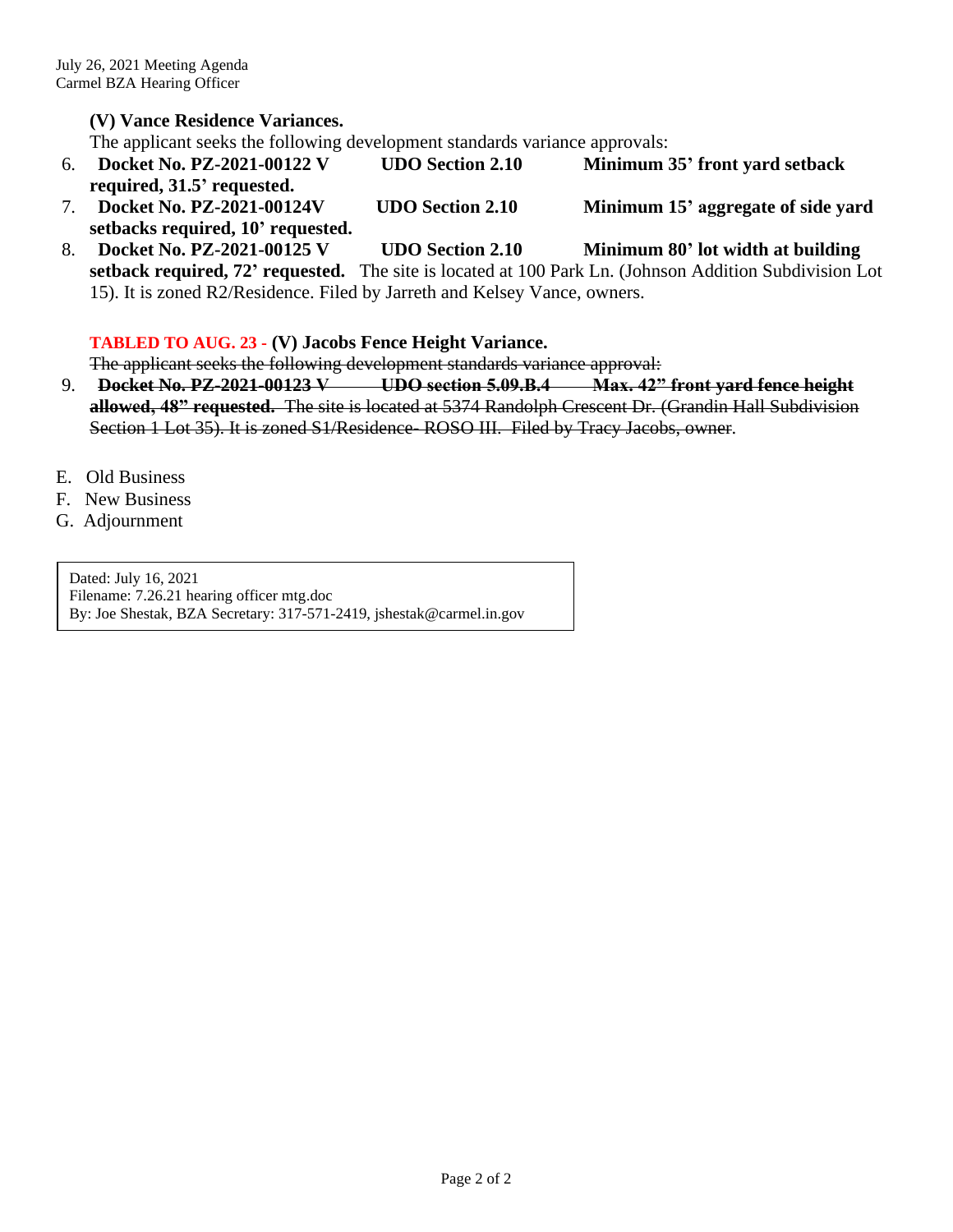**(V) Vance Residence Variances.**

The applicant seeks the following development standards variance approvals:

6. **Docket No. PZ-2021-00122 V UDO Section 2.10 Minimum 35' front yard setback required, 31.5' requested.**
7. **Docket No. PZ-2021-00124V UDO Section 2.10 Minimum 15' aggregate of side yard setbacks required, 10' requested.**
8. **Docket No. PZ-2021-00125 V UDO Section 2.10 Minimum 80' lot width at building setback required, 72' requested.** The site is located at 100 Park Ln. (Johnson Addition Subdivision Lot 15). It is zoned R2/Residence. Filed by Jarreth and Kelsey Vance, owners.

**TABLED TO AUG. 23 - (V) Jacobs Fence Height Variance.**

~~The applicant seeks the following development standards variance approval:~~

9. ~~**Docket No. PZ-2021-00123 V UDO section 5.09.B.4 Max. 42" front yard fence height allowed, 48" requested.** The site is located at 5374 Randolph Crescent Dr. (Grandin Hall Subdivision Section 1 Lot 35). It is zoned S1/Residence- ROSO III. Filed by Tracy Jacobs, owner.~~

E. Old Business

F. New Business

G. Adjournment

Dated: July 16, 2021
Filename: 7.26.21 hearing officer mtg.doc
By: Joe Shestak, BZA Secretary: 317-571-2419, jshestak@carmel.in.gov